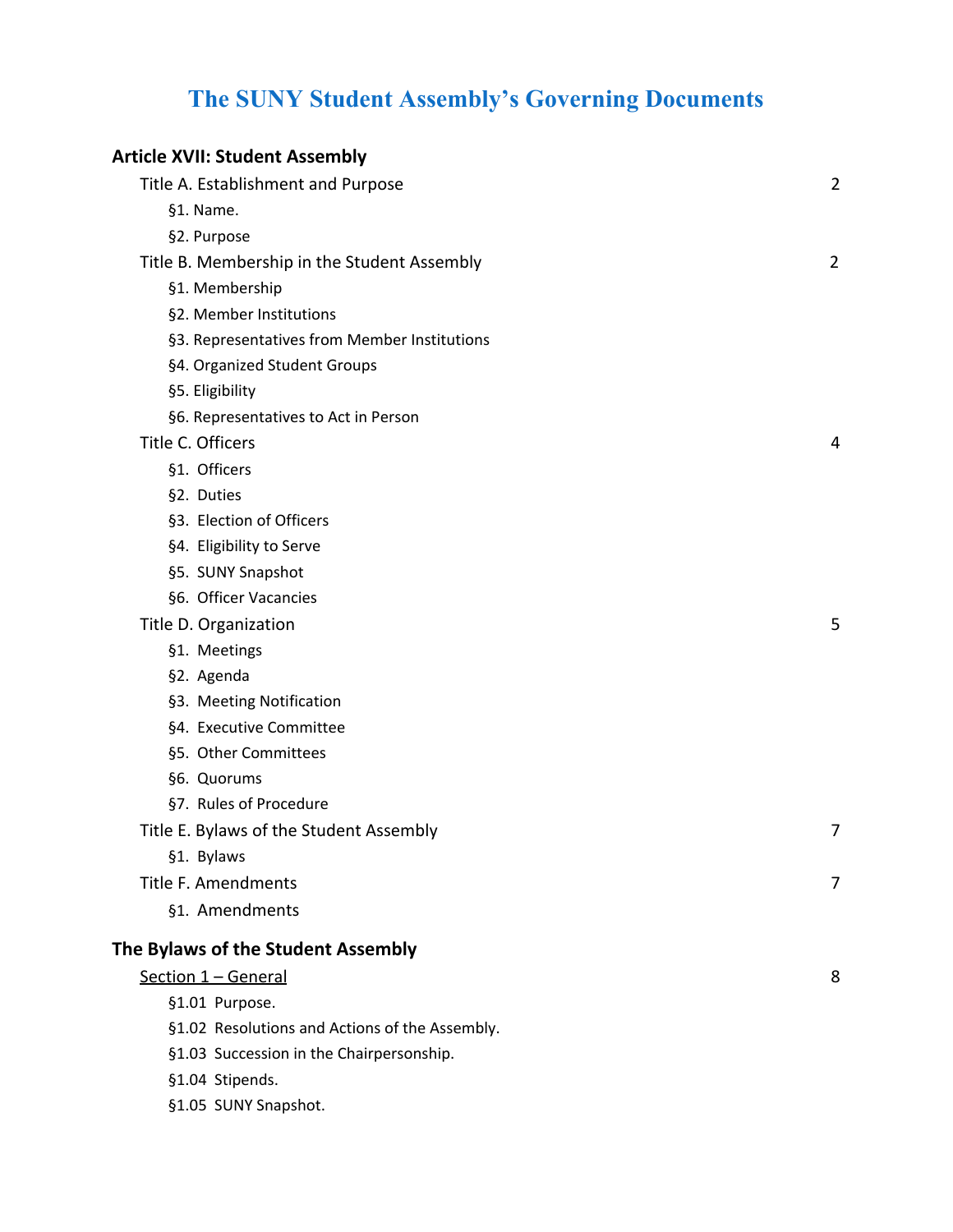# The SUNY Student Assembly's Governing Documents

## Article XVII: Student Assembly

Title A. Establishment and Purpose 2

- §1. Name.
- §2. Purpose

Title B. Membership in the Student Assembly 2

- §1. Membership
- §2. Member Institutions
- §3. Representatives from Member Institutions
- §4. Organized Student Groups
- §5. Eligibility
- §6. Representatives to Act in Person

Title C. Officers 4

- §1. Officers
- §2. Duties
- §3. Election of Officers
- §4. Eligibility to Serve
- §5. SUNY Snapshot
- §6. Officer Vacancies

Title D. Organization 5

- §1. Meetings
- §2. Agenda
- §3. Meeting Notification
- §4. Executive Committee
- §5. Other Committees
- §6. Quorums
- §7. Rules of Procedure

Title E. Bylaws of the Student Assembly 7

- §1. Bylaws

Title F. Amendments 7

- §1. Amendments

## The Bylaws of the Student Assembly

<u>Section 1 – General</u> 8

- §1.01 Purpose.
- §1.02 Resolutions and Actions of the Assembly.
- §1.03 Succession in the Chairpersonship.
- §1.04 Stipends.
- §1.05 SUNY Snapshot.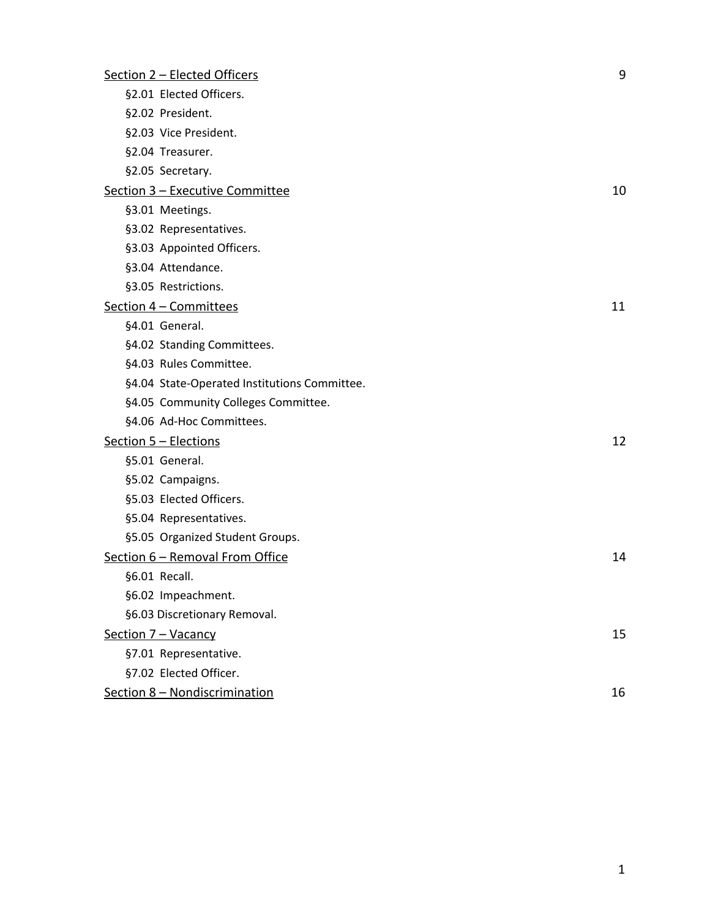Section 2 – Elected Officers 9

- §2.01 Elected Officers.
- §2.02 President.
- §2.03 Vice President.
- §2.04 Treasurer.
- §2.05 Secretary.

Section 3 – Executive Committee 10

- §3.01 Meetings.
- §3.02 Representatives.
- §3.03 Appointed Officers.
- §3.04 Attendance.
- §3.05 Restrictions.

Section 4 – Committees 11

- §4.01 General.
- §4.02 Standing Committees.
- §4.03 Rules Committee.
- §4.04 State-Operated Institutions Committee.
- §4.05 Community Colleges Committee.
- §4.06 Ad-Hoc Committees.

Section 5 – Elections 12

- §5.01 General.
- §5.02 Campaigns.
- §5.03 Elected Officers.
- §5.04 Representatives.
- §5.05 Organized Student Groups.

Section 6 – Removal From Office 14

- §6.01 Recall.
- §6.02 Impeachment.
- §6.03 Discretionary Removal.

Section 7 – Vacancy 15

- §7.01 Representative.
- §7.02 Elected Officer.

Section 8 – Nondiscrimination 16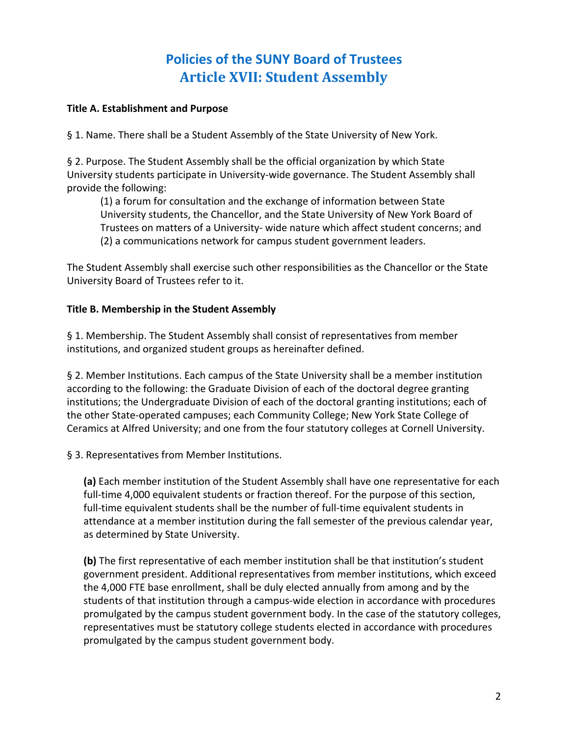# Policies of the SUNY Board of Trustees
## Article XVII: Student Assembly

**Title A. Establishment and Purpose**

§ 1. Name. There shall be a Student Assembly of the State University of New York.

§ 2. Purpose. The Student Assembly shall be the official organization by which State University students participate in University-wide governance. The Student Assembly shall provide the following:

(1) a forum for consultation and the exchange of information between State University students, the Chancellor, and the State University of New York Board of Trustees on matters of a University- wide nature which affect student concerns; and
(2) a communications network for campus student government leaders.

The Student Assembly shall exercise such other responsibilities as the Chancellor or the State University Board of Trustees refer to it.

**Title B. Membership in the Student Assembly**

§ 1. Membership. The Student Assembly shall consist of representatives from member institutions, and organized student groups as hereinafter defined.

§ 2. Member Institutions. Each campus of the State University shall be a member institution according to the following: the Graduate Division of each of the doctoral degree granting institutions; the Undergraduate Division of each of the doctoral granting institutions; each of the other State-operated campuses; each Community College; New York State College of Ceramics at Alfred University; and one from the four statutory colleges at Cornell University.

§ 3. Representatives from Member Institutions.

**(a)** Each member institution of the Student Assembly shall have one representative for each full-time 4,000 equivalent students or fraction thereof. For the purpose of this section, full-time equivalent students shall be the number of full-time equivalent students in attendance at a member institution during the fall semester of the previous calendar year, as determined by State University.

**(b)** The first representative of each member institution shall be that institution's student government president. Additional representatives from member institutions, which exceed the 4,000 FTE base enrollment, shall be duly elected annually from among and by the students of that institution through a campus-wide election in accordance with procedures promulgated by the campus student government body. In the case of the statutory colleges, representatives must be statutory college students elected in accordance with procedures promulgated by the campus student government body.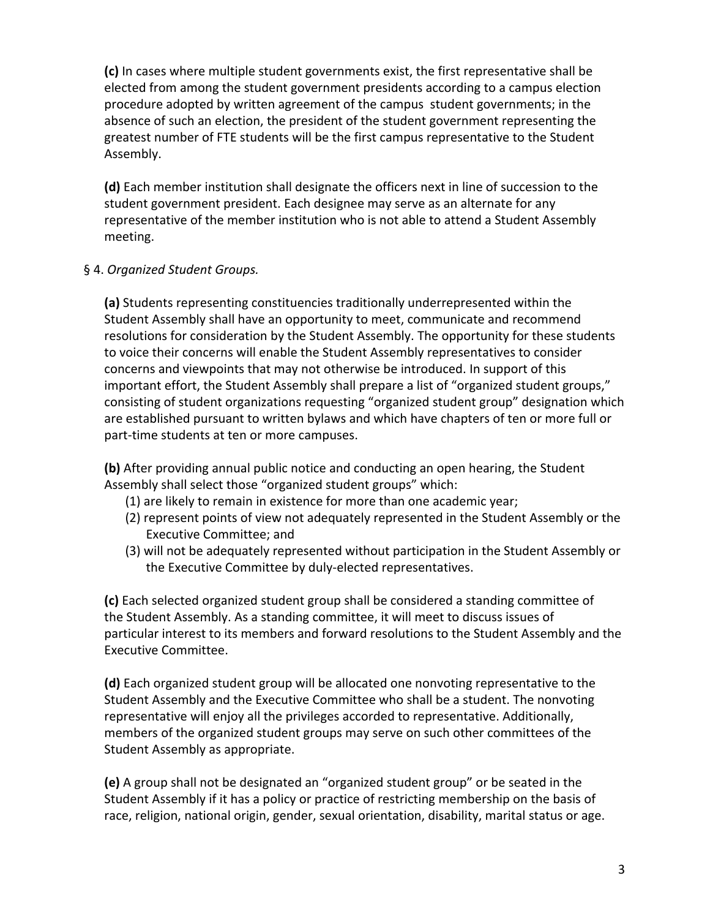**(c)** In cases where multiple student governments exist, the first representative shall be elected from among the student government presidents according to a campus election procedure adopted by written agreement of the campus student governments; in the absence of such an election, the president of the student government representing the greatest number of FTE students will be the first campus representative to the Student Assembly.

**(d)** Each member institution shall designate the officers next in line of succession to the student government president. Each designee may serve as an alternate for any representative of the member institution who is not able to attend a Student Assembly meeting.

§ 4. *Organized Student Groups.*

**(a)** Students representing constituencies traditionally underrepresented within the Student Assembly shall have an opportunity to meet, communicate and recommend resolutions for consideration by the Student Assembly. The opportunity for these students to voice their concerns will enable the Student Assembly representatives to consider concerns and viewpoints that may not otherwise be introduced. In support of this important effort, the Student Assembly shall prepare a list of "organized student groups," consisting of student organizations requesting "organized student group" designation which are established pursuant to written bylaws and which have chapters of ten or more full or part-time students at ten or more campuses.

**(b)** After providing annual public notice and conducting an open hearing, the Student Assembly shall select those "organized student groups" which:

(1) are likely to remain in existence for more than one academic year;
(2) represent points of view not adequately represented in the Student Assembly or the Executive Committee; and
(3) will not be adequately represented without participation in the Student Assembly or the Executive Committee by duly-elected representatives.

**(c)** Each selected organized student group shall be considered a standing committee of the Student Assembly. As a standing committee, it will meet to discuss issues of particular interest to its members and forward resolutions to the Student Assembly and the Executive Committee.

**(d)** Each organized student group will be allocated one nonvoting representative to the Student Assembly and the Executive Committee who shall be a student. The nonvoting representative will enjoy all the privileges accorded to representative. Additionally, members of the organized student groups may serve on such other committees of the Student Assembly as appropriate.

**(e)** A group shall not be designated an "organized student group" or be seated in the Student Assembly if it has a policy or practice of restricting membership on the basis of race, religion, national origin, gender, sexual orientation, disability, marital status or age.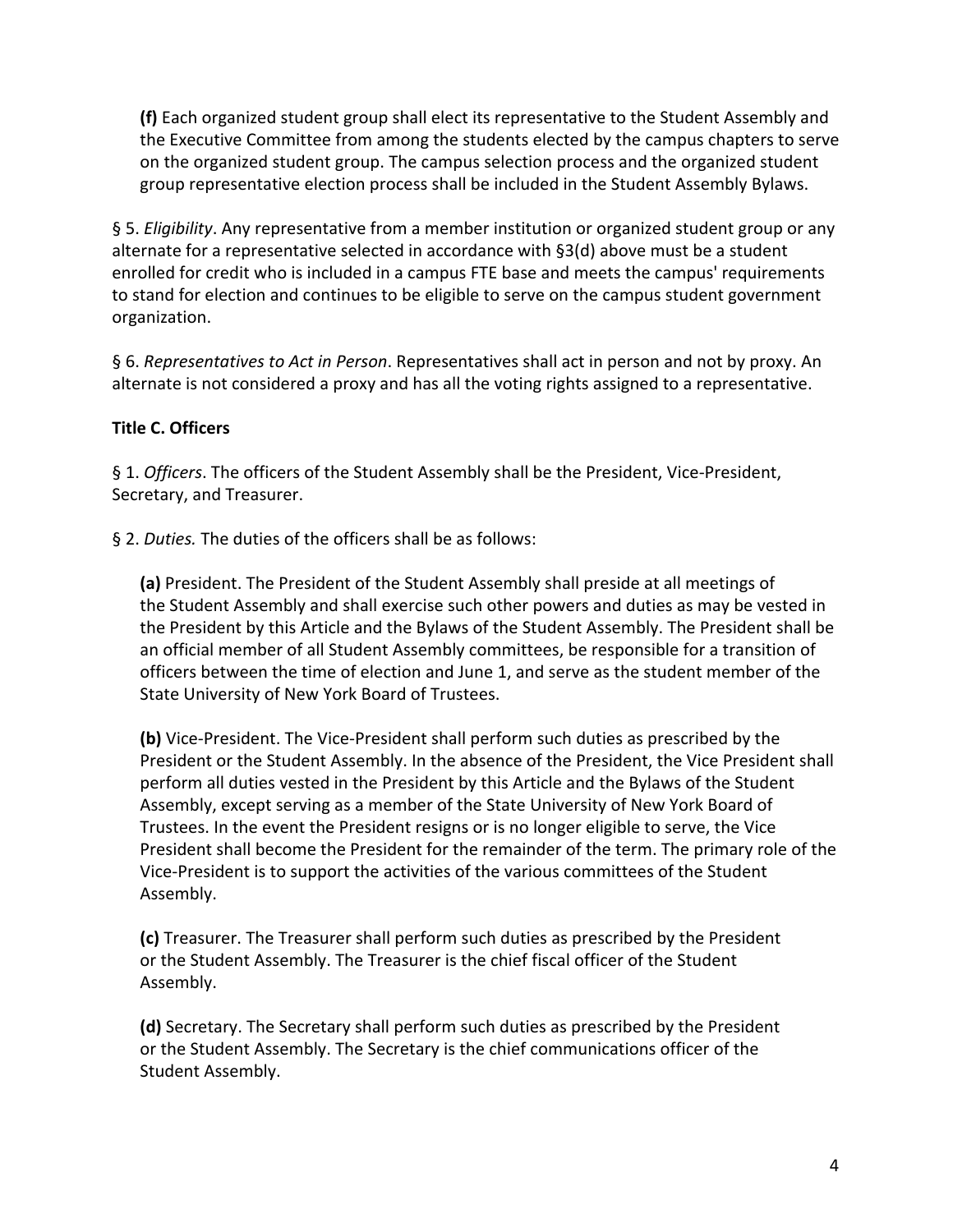**(f)** Each organized student group shall elect its representative to the Student Assembly and the Executive Committee from among the students elected by the campus chapters to serve on the organized student group. The campus selection process and the organized student group representative election process shall be included in the Student Assembly Bylaws.

§ 5. *Eligibility*. Any representative from a member institution or organized student group or any alternate for a representative selected in accordance with §3(d) above must be a student enrolled for credit who is included in a campus FTE base and meets the campus' requirements to stand for election and continues to be eligible to serve on the campus student government organization.

§ 6. *Representatives to Act in Person*. Representatives shall act in person and not by proxy. An alternate is not considered a proxy and has all the voting rights assigned to a representative.

**Title C. Officers**

§ 1. *Officers*. The officers of the Student Assembly shall be the President, Vice-President, Secretary, and Treasurer.

§ 2. *Duties.* The duties of the officers shall be as follows:

**(a)** President. The President of the Student Assembly shall preside at all meetings of the Student Assembly and shall exercise such other powers and duties as may be vested in the President by this Article and the Bylaws of the Student Assembly. The President shall be an official member of all Student Assembly committees, be responsible for a transition of officers between the time of election and June 1, and serve as the student member of the State University of New York Board of Trustees.

**(b)** Vice-President. The Vice-President shall perform such duties as prescribed by the President or the Student Assembly. In the absence of the President, the Vice President shall perform all duties vested in the President by this Article and the Bylaws of the Student Assembly, except serving as a member of the State University of New York Board of Trustees. In the event the President resigns or is no longer eligible to serve, the Vice President shall become the President for the remainder of the term. The primary role of the Vice-President is to support the activities of the various committees of the Student Assembly.

**(c)** Treasurer. The Treasurer shall perform such duties as prescribed by the President or the Student Assembly. The Treasurer is the chief fiscal officer of the Student Assembly.

**(d)** Secretary. The Secretary shall perform such duties as prescribed by the President or the Student Assembly. The Secretary is the chief communications officer of the Student Assembly.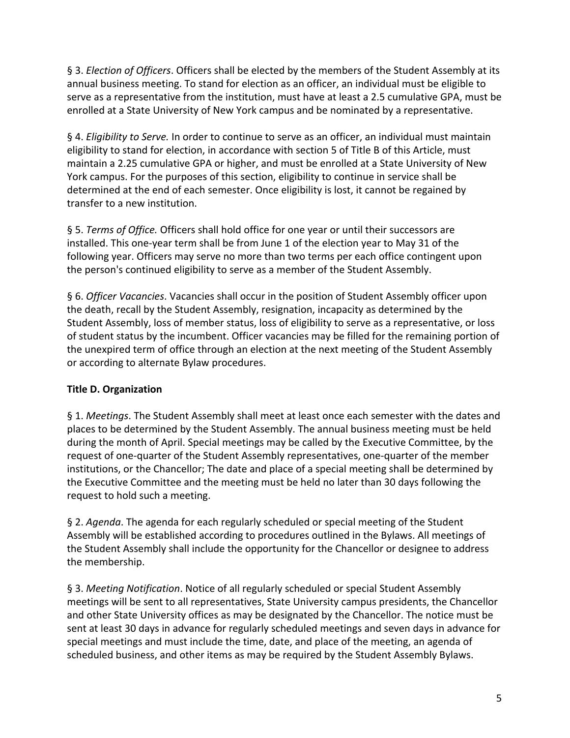§ 3. *Election of Officers*. Officers shall be elected by the members of the Student Assembly at its annual business meeting. To stand for election as an officer, an individual must be eligible to serve as a representative from the institution, must have at least a 2.5 cumulative GPA, must be enrolled at a State University of New York campus and be nominated by a representative.

§ 4. *Eligibility to Serve.* In order to continue to serve as an officer, an individual must maintain eligibility to stand for election, in accordance with section 5 of Title B of this Article, must maintain a 2.25 cumulative GPA or higher, and must be enrolled at a State University of New York campus. For the purposes of this section, eligibility to continue in service shall be determined at the end of each semester. Once eligibility is lost, it cannot be regained by transfer to a new institution.

§ 5. *Terms of Office.* Officers shall hold office for one year or until their successors are installed. This one-year term shall be from June 1 of the election year to May 31 of the following year. Officers may serve no more than two terms per each office contingent upon the person's continued eligibility to serve as a member of the Student Assembly.

§ 6. *Officer Vacancies*. Vacancies shall occur in the position of Student Assembly officer upon the death, recall by the Student Assembly, resignation, incapacity as determined by the Student Assembly, loss of member status, loss of eligibility to serve as a representative, or loss of student status by the incumbent. Officer vacancies may be filled for the remaining portion of the unexpired term of office through an election at the next meeting of the Student Assembly or according to alternate Bylaw procedures.

**Title D. Organization**

§ 1. *Meetings*. The Student Assembly shall meet at least once each semester with the dates and places to be determined by the Student Assembly. The annual business meeting must be held during the month of April. Special meetings may be called by the Executive Committee, by the request of one-quarter of the Student Assembly representatives, one-quarter of the member institutions, or the Chancellor; The date and place of a special meeting shall be determined by the Executive Committee and the meeting must be held no later than 30 days following the request to hold such a meeting.

§ 2. *Agenda*. The agenda for each regularly scheduled or special meeting of the Student Assembly will be established according to procedures outlined in the Bylaws. All meetings of the Student Assembly shall include the opportunity for the Chancellor or designee to address the membership.

§ 3. *Meeting Notification*. Notice of all regularly scheduled or special Student Assembly meetings will be sent to all representatives, State University campus presidents, the Chancellor and other State University offices as may be designated by the Chancellor. The notice must be sent at least 30 days in advance for regularly scheduled meetings and seven days in advance for special meetings and must include the time, date, and place of the meeting, an agenda of scheduled business, and other items as may be required by the Student Assembly Bylaws.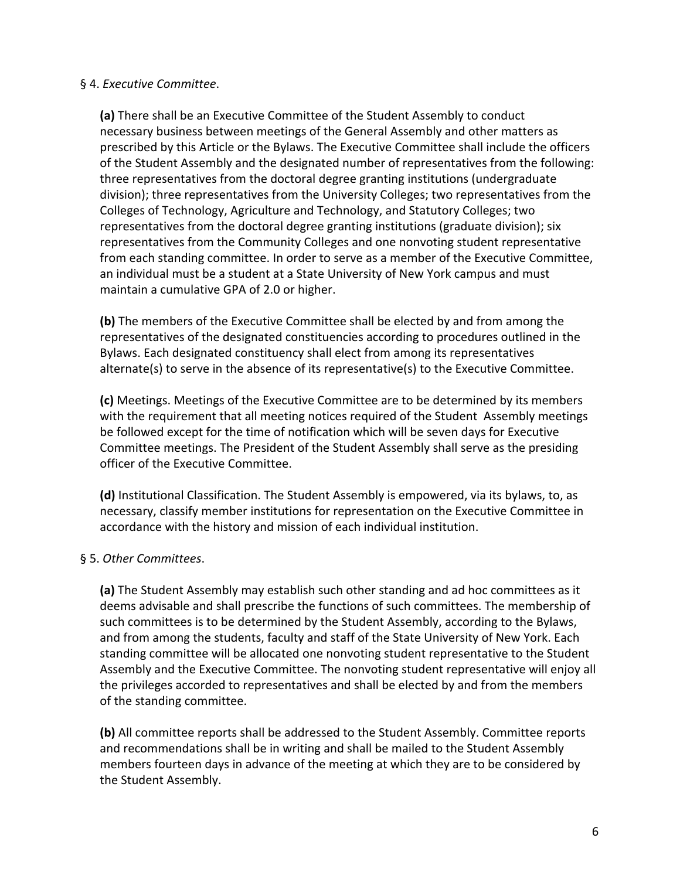§ 4. *Executive Committee*.

**(a)** There shall be an Executive Committee of the Student Assembly to conduct necessary business between meetings of the General Assembly and other matters as prescribed by this Article or the Bylaws. The Executive Committee shall include the officers of the Student Assembly and the designated number of representatives from the following: three representatives from the doctoral degree granting institutions (undergraduate division); three representatives from the University Colleges; two representatives from the Colleges of Technology, Agriculture and Technology, and Statutory Colleges; two representatives from the doctoral degree granting institutions (graduate division); six representatives from the Community Colleges and one nonvoting student representative from each standing committee. In order to serve as a member of the Executive Committee, an individual must be a student at a State University of New York campus and must maintain a cumulative GPA of 2.0 or higher.

**(b)** The members of the Executive Committee shall be elected by and from among the representatives of the designated constituencies according to procedures outlined in the Bylaws. Each designated constituency shall elect from among its representatives alternate(s) to serve in the absence of its representative(s) to the Executive Committee.

**(c)** Meetings. Meetings of the Executive Committee are to be determined by its members with the requirement that all meeting notices required of the Student Assembly meetings be followed except for the time of notification which will be seven days for Executive Committee meetings. The President of the Student Assembly shall serve as the presiding officer of the Executive Committee.

**(d)** Institutional Classification. The Student Assembly is empowered, via its bylaws, to, as necessary, classify member institutions for representation on the Executive Committee in accordance with the history and mission of each individual institution.

§ 5. *Other Committees*.

**(a)** The Student Assembly may establish such other standing and ad hoc committees as it deems advisable and shall prescribe the functions of such committees. The membership of such committees is to be determined by the Student Assembly, according to the Bylaws, and from among the students, faculty and staff of the State University of New York. Each standing committee will be allocated one nonvoting student representative to the Student Assembly and the Executive Committee. The nonvoting student representative will enjoy all the privileges accorded to representatives and shall be elected by and from the members of the standing committee.

**(b)** All committee reports shall be addressed to the Student Assembly. Committee reports and recommendations shall be in writing and shall be mailed to the Student Assembly members fourteen days in advance of the meeting at which they are to be considered by the Student Assembly.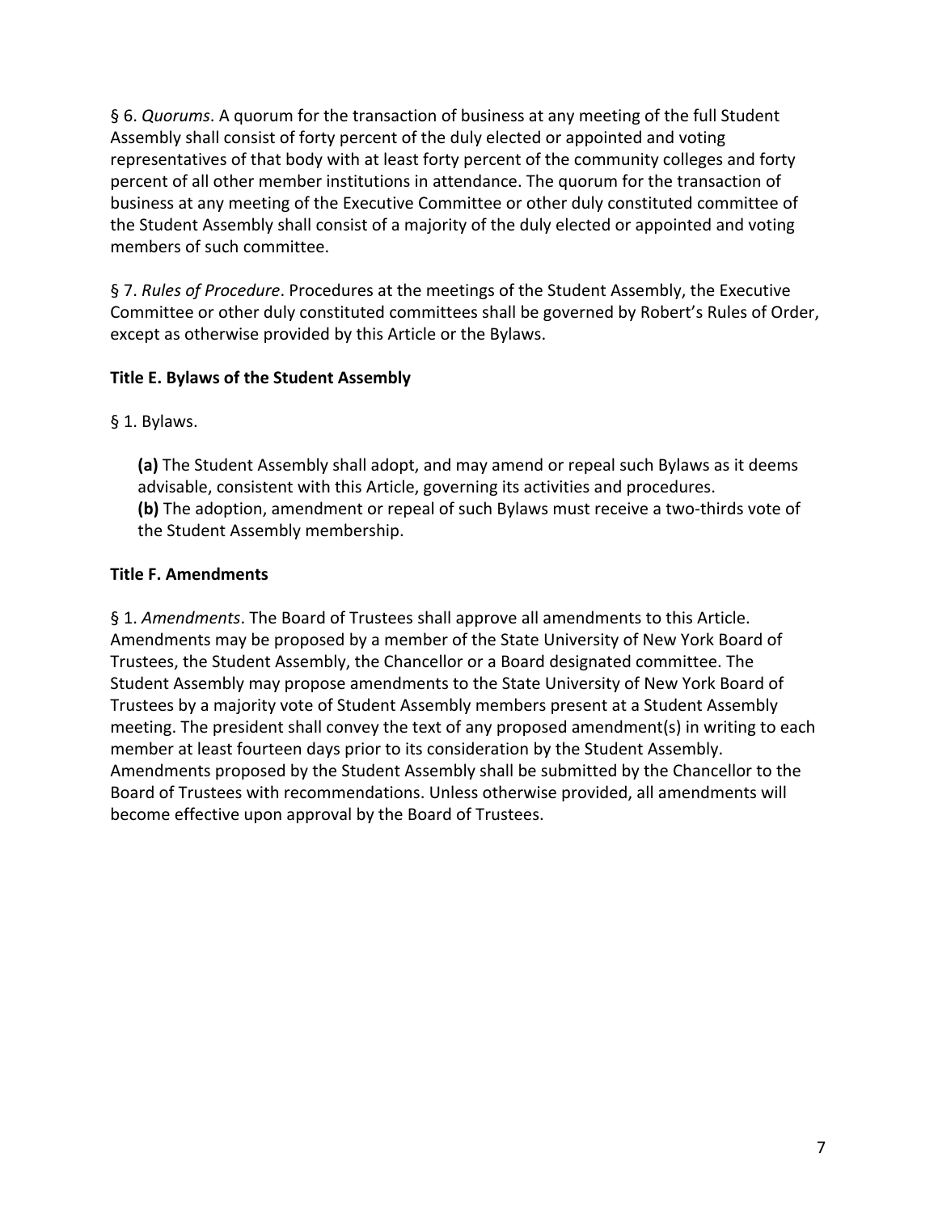§ 6. *Quorums*. A quorum for the transaction of business at any meeting of the full Student Assembly shall consist of forty percent of the duly elected or appointed and voting representatives of that body with at least forty percent of the community colleges and forty percent of all other member institutions in attendance. The quorum for the transaction of business at any meeting of the Executive Committee or other duly constituted committee of the Student Assembly shall consist of a majority of the duly elected or appointed and voting members of such committee.

§ 7. *Rules of Procedure*. Procedures at the meetings of the Student Assembly, the Executive Committee or other duly constituted committees shall be governed by Robert's Rules of Order, except as otherwise provided by this Article or the Bylaws.

**Title E. Bylaws of the Student Assembly**

§ 1. Bylaws.

> **(a)** The Student Assembly shall adopt, and may amend or repeal such Bylaws as it deems advisable, consistent with this Article, governing its activities and procedures.
> **(b)** The adoption, amendment or repeal of such Bylaws must receive a two-thirds vote of the Student Assembly membership.

**Title F. Amendments**

§ 1. *Amendments*. The Board of Trustees shall approve all amendments to this Article. Amendments may be proposed by a member of the State University of New York Board of Trustees, the Student Assembly, the Chancellor or a Board designated committee. The Student Assembly may propose amendments to the State University of New York Board of Trustees by a majority vote of Student Assembly members present at a Student Assembly meeting. The president shall convey the text of any proposed amendment(s) in writing to each member at least fourteen days prior to its consideration by the Student Assembly. Amendments proposed by the Student Assembly shall be submitted by the Chancellor to the Board of Trustees with recommendations. Unless otherwise provided, all amendments will become effective upon approval by the Board of Trustees.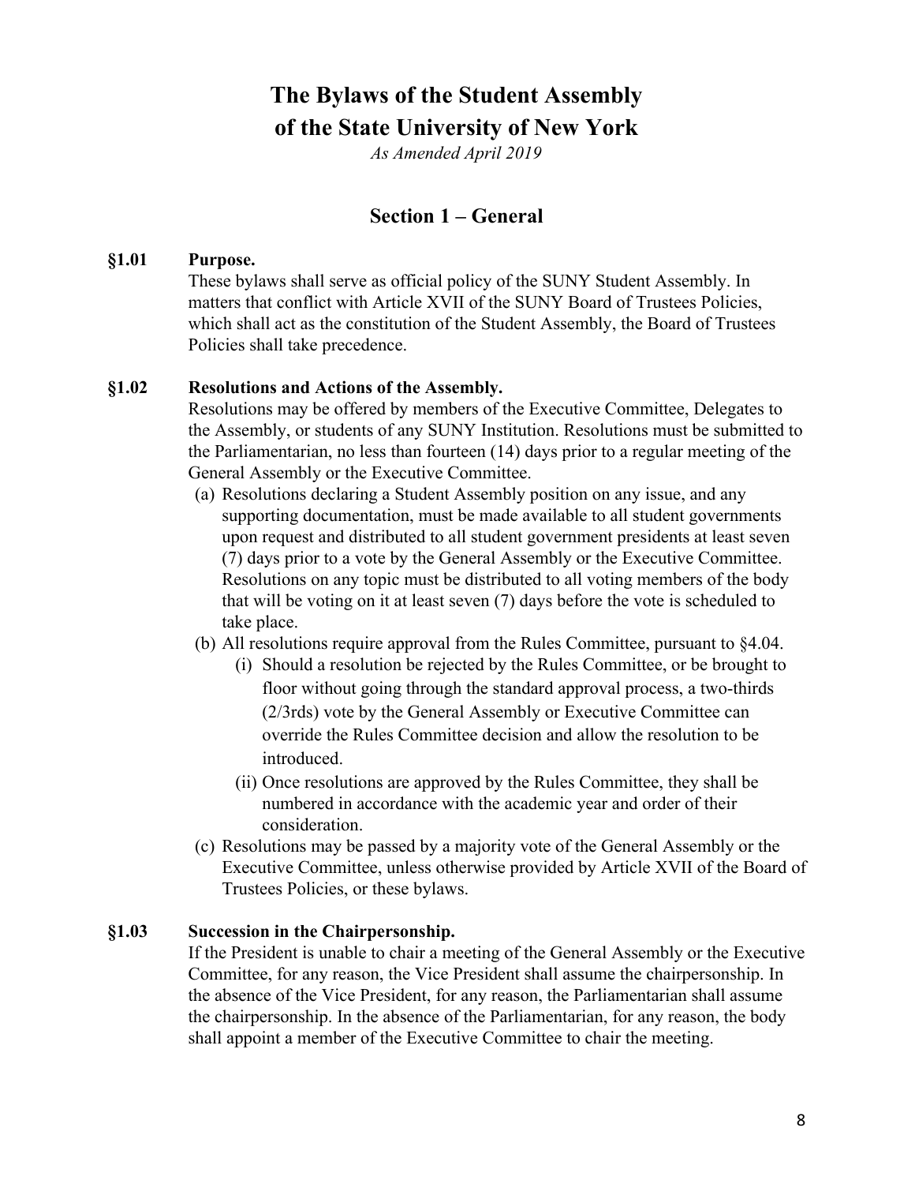# The Bylaws of the Student Assembly of the State University of New York

*As Amended April 2019*

## Section 1 – General

**§1.01 Purpose.**

These bylaws shall serve as official policy of the SUNY Student Assembly. In matters that conflict with Article XVII of the SUNY Board of Trustees Policies, which shall act as the constitution of the Student Assembly, the Board of Trustees Policies shall take precedence.

**§1.02 Resolutions and Actions of the Assembly.**

Resolutions may be offered by members of the Executive Committee, Delegates to the Assembly, or students of any SUNY Institution. Resolutions must be submitted to the Parliamentarian, no less than fourteen (14) days prior to a regular meeting of the General Assembly or the Executive Committee.

- (a) Resolutions declaring a Student Assembly position on any issue, and any supporting documentation, must be made available to all student governments upon request and distributed to all student government presidents at least seven (7) days prior to a vote by the General Assembly or the Executive Committee. Resolutions on any topic must be distributed to all voting members of the body that will be voting on it at least seven (7) days before the vote is scheduled to take place.
- (b) All resolutions require approval from the Rules Committee, pursuant to §4.04.
  - (i) Should a resolution be rejected by the Rules Committee, or be brought to floor without going through the standard approval process, a two-thirds (2/3rds) vote by the General Assembly or Executive Committee can override the Rules Committee decision and allow the resolution to be introduced.
  - (ii) Once resolutions are approved by the Rules Committee, they shall be numbered in accordance with the academic year and order of their consideration.
- (c) Resolutions may be passed by a majority vote of the General Assembly or the Executive Committee, unless otherwise provided by Article XVII of the Board of Trustees Policies, or these bylaws.

**§1.03 Succession in the Chairpersonship.**

If the President is unable to chair a meeting of the General Assembly or the Executive Committee, for any reason, the Vice President shall assume the chairpersonship. In the absence of the Vice President, for any reason, the Parliamentarian shall assume the chairpersonship. In the absence of the Parliamentarian, for any reason, the body shall appoint a member of the Executive Committee to chair the meeting.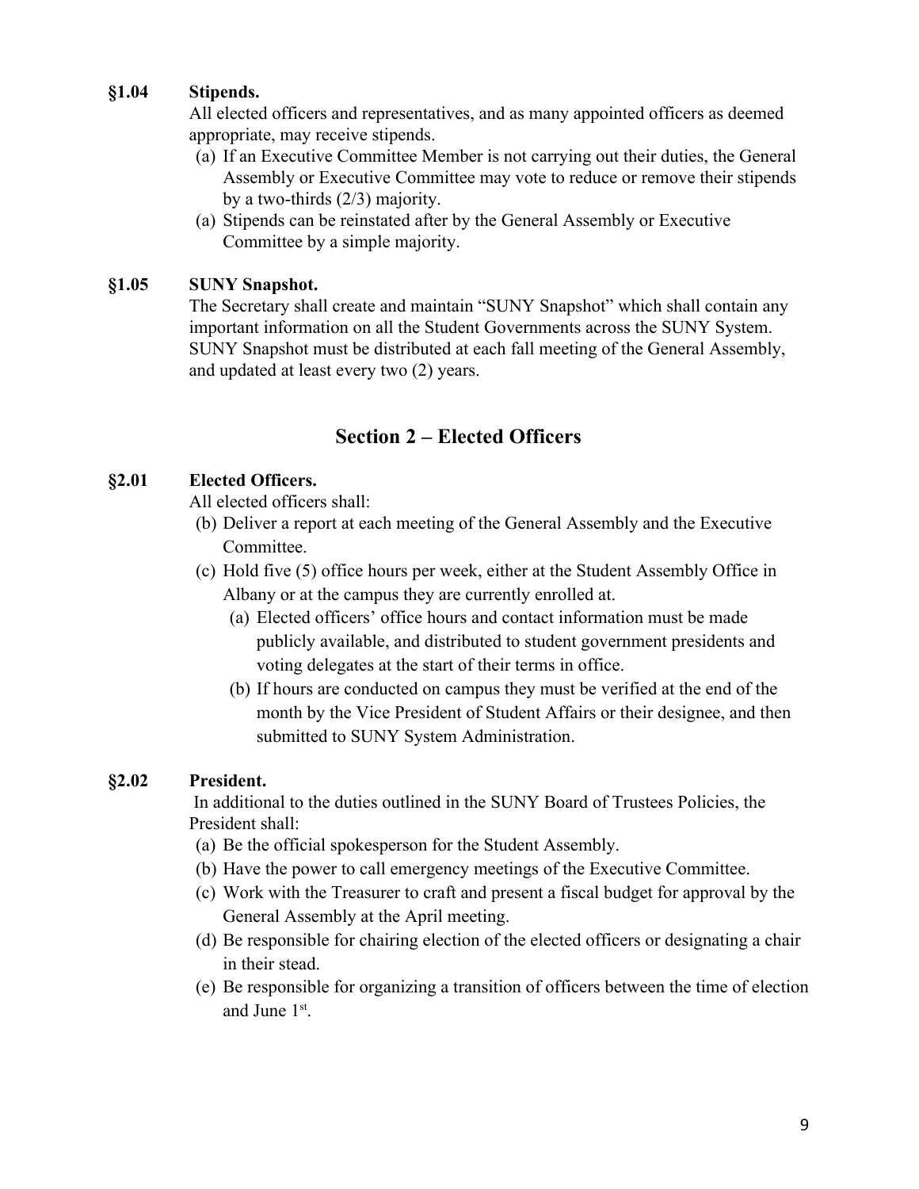### §1.04 Stipends.

All elected officers and representatives, and as many appointed officers as deemed appropriate, may receive stipends.

(a) If an Executive Committee Member is not carrying out their duties, the General Assembly or Executive Committee may vote to reduce or remove their stipends by a two-thirds (2/3) majority.

(a) Stipends can be reinstated after by the General Assembly or Executive Committee by a simple majority.

### §1.05 SUNY Snapshot.

The Secretary shall create and maintain "SUNY Snapshot" which shall contain any important information on all the Student Governments across the SUNY System. SUNY Snapshot must be distributed at each fall meeting of the General Assembly, and updated at least every two (2) years.

## Section 2 – Elected Officers

### §2.01 Elected Officers.

All elected officers shall:

(b) Deliver a report at each meeting of the General Assembly and the Executive Committee.

(c) Hold five (5) office hours per week, either at the Student Assembly Office in Albany or at the campus they are currently enrolled at.

  (a) Elected officers' office hours and contact information must be made publicly available, and distributed to student government presidents and voting delegates at the start of their terms in office.

  (b) If hours are conducted on campus they must be verified at the end of the month by the Vice President of Student Affairs or their designee, and then submitted to SUNY System Administration.

### §2.02 President.

In additional to the duties outlined in the SUNY Board of Trustees Policies, the President shall:

(a) Be the official spokesperson for the Student Assembly.

(b) Have the power to call emergency meetings of the Executive Committee.

(c) Work with the Treasurer to craft and present a fiscal budget for approval by the General Assembly at the April meeting.

(d) Be responsible for chairing election of the elected officers or designating a chair in their stead.

(e) Be responsible for organizing a transition of officers between the time of election and June 1st.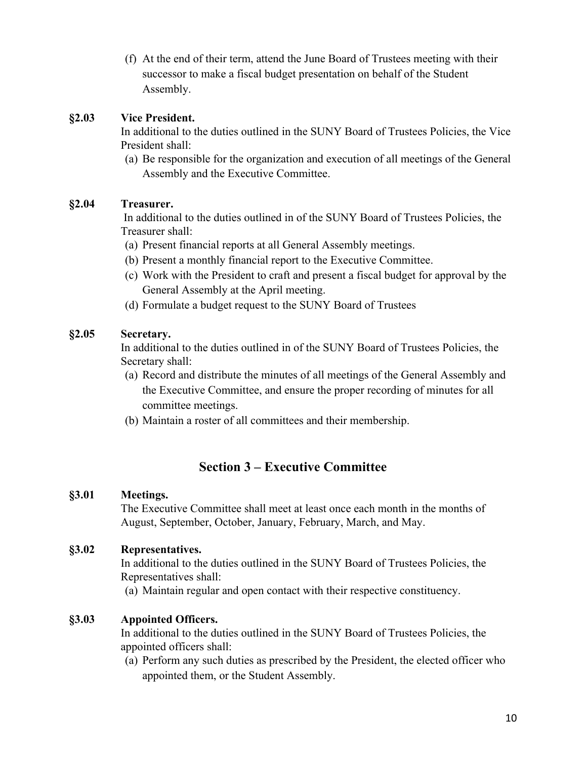(f) At the end of their term, attend the June Board of Trustees meeting with their successor to make a fiscal budget presentation on behalf of the Student Assembly.

**§2.03 Vice President.**

In additional to the duties outlined in the SUNY Board of Trustees Policies, the Vice President shall:

(a) Be responsible for the organization and execution of all meetings of the General Assembly and the Executive Committee.

**§2.04 Treasurer.**

In additional to the duties outlined in of the SUNY Board of Trustees Policies, the Treasurer shall:

(a) Present financial reports at all General Assembly meetings.
(b) Present a monthly financial report to the Executive Committee.
(c) Work with the President to craft and present a fiscal budget for approval by the General Assembly at the April meeting.
(d) Formulate a budget request to the SUNY Board of Trustees

**§2.05 Secretary.**

In additional to the duties outlined in of the SUNY Board of Trustees Policies, the Secretary shall:

(a) Record and distribute the minutes of all meetings of the General Assembly and the Executive Committee, and ensure the proper recording of minutes for all committee meetings.
(b) Maintain a roster of all committees and their membership.

## Section 3 – Executive Committee

**§3.01 Meetings.**

The Executive Committee shall meet at least once each month in the months of August, September, October, January, February, March, and May.

**§3.02 Representatives.**

In additional to the duties outlined in the SUNY Board of Trustees Policies, the Representatives shall:

(a) Maintain regular and open contact with their respective constituency.

**§3.03 Appointed Officers.**

In additional to the duties outlined in the SUNY Board of Trustees Policies, the appointed officers shall:

(a) Perform any such duties as prescribed by the President, the elected officer who appointed them, or the Student Assembly.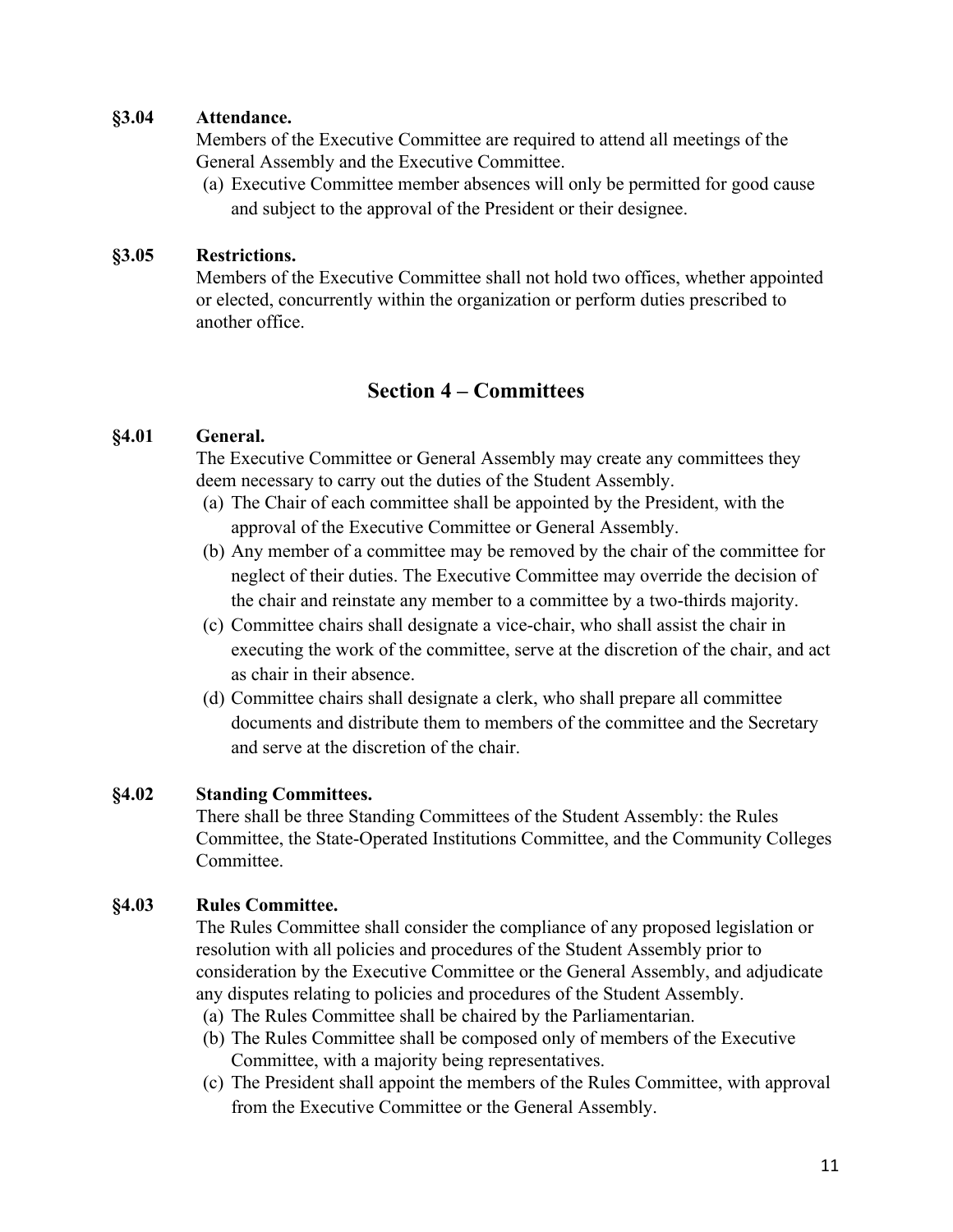**§3.04 Attendance.**

Members of the Executive Committee are required to attend all meetings of the General Assembly and the Executive Committee.

(a) Executive Committee member absences will only be permitted for good cause and subject to the approval of the President or their designee.

**§3.05 Restrictions.**

Members of the Executive Committee shall not hold two offices, whether appointed or elected, concurrently within the organization or perform duties prescribed to another office.

## Section 4 – Committees

**§4.01 General.**

The Executive Committee or General Assembly may create any committees they deem necessary to carry out the duties of the Student Assembly.

(a) The Chair of each committee shall be appointed by the President, with the approval of the Executive Committee or General Assembly.

(b) Any member of a committee may be removed by the chair of the committee for neglect of their duties. The Executive Committee may override the decision of the chair and reinstate any member to a committee by a two-thirds majority.

(c) Committee chairs shall designate a vice-chair, who shall assist the chair in executing the work of the committee, serve at the discretion of the chair, and act as chair in their absence.

(d) Committee chairs shall designate a clerk, who shall prepare all committee documents and distribute them to members of the committee and the Secretary and serve at the discretion of the chair.

**§4.02 Standing Committees.**

There shall be three Standing Committees of the Student Assembly: the Rules Committee, the State-Operated Institutions Committee, and the Community Colleges Committee.

**§4.03 Rules Committee.**

The Rules Committee shall consider the compliance of any proposed legislation or resolution with all policies and procedures of the Student Assembly prior to consideration by the Executive Committee or the General Assembly, and adjudicate any disputes relating to policies and procedures of the Student Assembly.

(a) The Rules Committee shall be chaired by the Parliamentarian.

(b) The Rules Committee shall be composed only of members of the Executive Committee, with a majority being representatives.

(c) The President shall appoint the members of the Rules Committee, with approval from the Executive Committee or the General Assembly.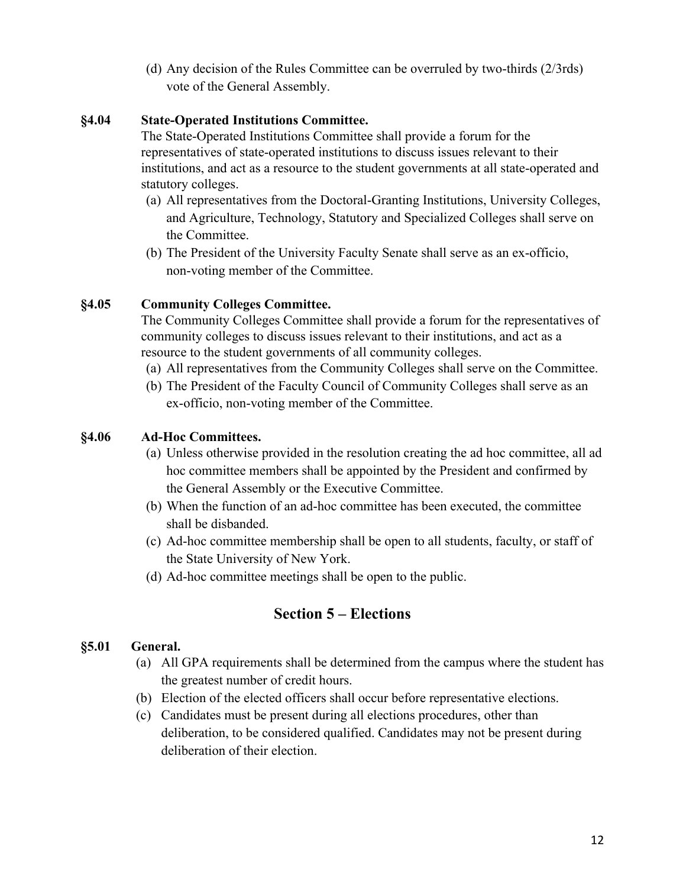(d) Any decision of the Rules Committee can be overruled by two-thirds (2/3rds) vote of the General Assembly.

**§4.04 State-Operated Institutions Committee.**

The State-Operated Institutions Committee shall provide a forum for the representatives of state-operated institutions to discuss issues relevant to their institutions, and act as a resource to the student governments at all state-operated and statutory colleges.

(a) All representatives from the Doctoral-Granting Institutions, University Colleges, and Agriculture, Technology, Statutory and Specialized Colleges shall serve on the Committee.

(b) The President of the University Faculty Senate shall serve as an ex-officio, non-voting member of the Committee.

**§4.05 Community Colleges Committee.**

The Community Colleges Committee shall provide a forum for the representatives of community colleges to discuss issues relevant to their institutions, and act as a resource to the student governments of all community colleges.

(a) All representatives from the Community Colleges shall serve on the Committee.

(b) The President of the Faculty Council of Community Colleges shall serve as an ex-officio, non-voting member of the Committee.

**§4.06 Ad-Hoc Committees.**

(a) Unless otherwise provided in the resolution creating the ad hoc committee, all ad hoc committee members shall be appointed by the President and confirmed by the General Assembly or the Executive Committee.

(b) When the function of an ad-hoc committee has been executed, the committee shall be disbanded.

(c) Ad-hoc committee membership shall be open to all students, faculty, or staff of the State University of New York.

(d) Ad-hoc committee meetings shall be open to the public.

## Section 5 – Elections

**§5.01 General.**

(a) All GPA requirements shall be determined from the campus where the student has the greatest number of credit hours.

(b) Election of the elected officers shall occur before representative elections.

(c) Candidates must be present during all elections procedures, other than deliberation, to be considered qualified. Candidates may not be present during deliberation of their election.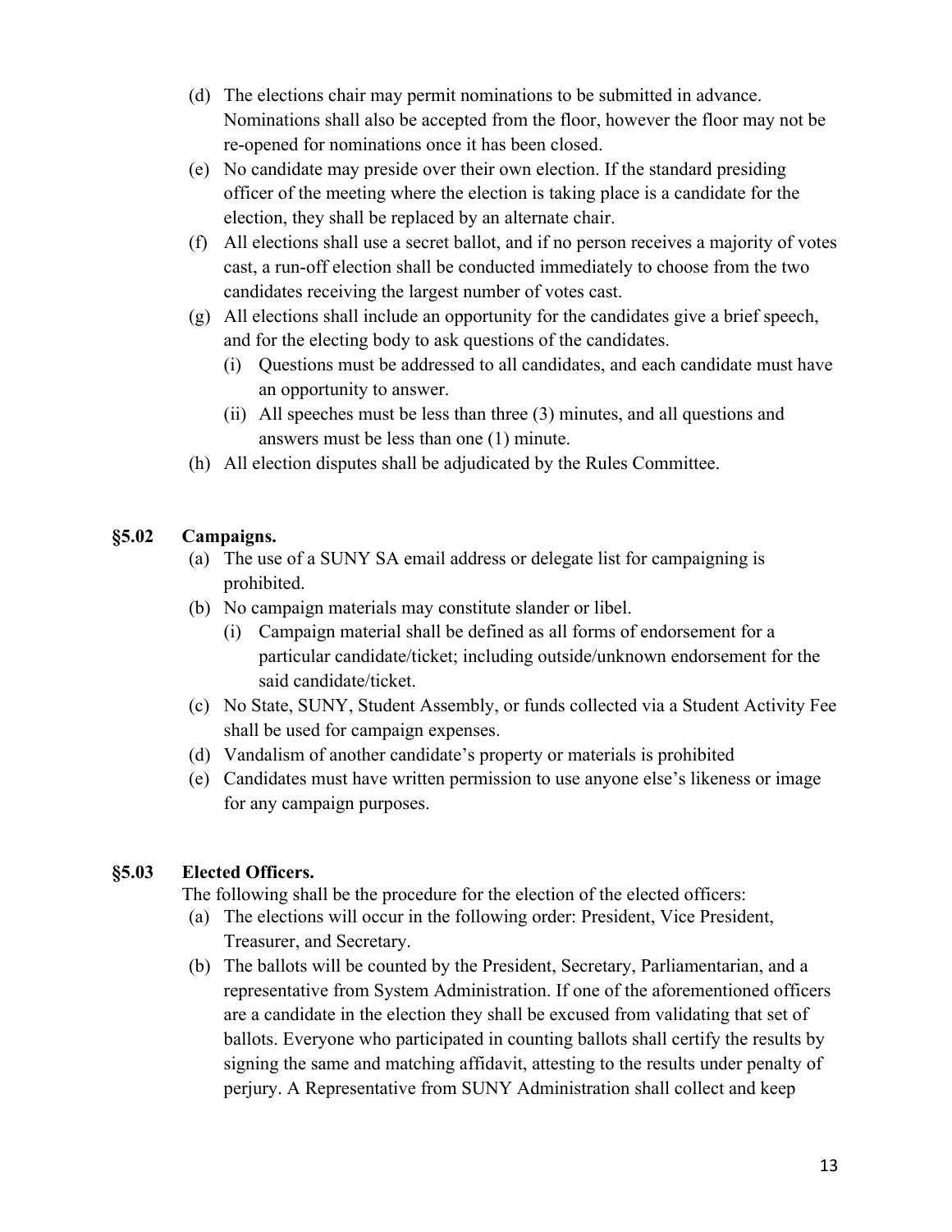(d) The elections chair may permit nominations to be submitted in advance. Nominations shall also be accepted from the floor, however the floor may not be re-opened for nominations once it has been closed.

(e) No candidate may preside over their own election. If the standard presiding officer of the meeting where the election is taking place is a candidate for the election, they shall be replaced by an alternate chair.

(f) All elections shall use a secret ballot, and if no person receives a majority of votes cast, a run-off election shall be conducted immediately to choose from the two candidates receiving the largest number of votes cast.

(g) All elections shall include an opportunity for the candidates give a brief speech, and for the electing body to ask questions of the candidates.

   (i) Questions must be addressed to all candidates, and each candidate must have an opportunity to answer.

   (ii) All speeches must be less than three (3) minutes, and all questions and answers must be less than one (1) minute.

(h) All election disputes shall be adjudicated by the Rules Committee.

### §5.02 Campaigns.

(a) The use of a SUNY SA email address or delegate list for campaigning is prohibited.

(b) No campaign materials may constitute slander or libel.

   (i) Campaign material shall be defined as all forms of endorsement for a particular candidate/ticket; including outside/unknown endorsement for the said candidate/ticket.

(c) No State, SUNY, Student Assembly, or funds collected via a Student Activity Fee shall be used for campaign expenses.

(d) Vandalism of another candidate's property or materials is prohibited

(e) Candidates must have written permission to use anyone else's likeness or image for any campaign purposes.

### §5.03 Elected Officers.

The following shall be the procedure for the election of the elected officers:

(a) The elections will occur in the following order: President, Vice President, Treasurer, and Secretary.

(b) The ballots will be counted by the President, Secretary, Parliamentarian, and a representative from System Administration. If one of the aforementioned officers are a candidate in the election they shall be excused from validating that set of ballots. Everyone who participated in counting ballots shall certify the results by signing the same and matching affidavit, attesting to the results under penalty of perjury. A Representative from SUNY Administration shall collect and keep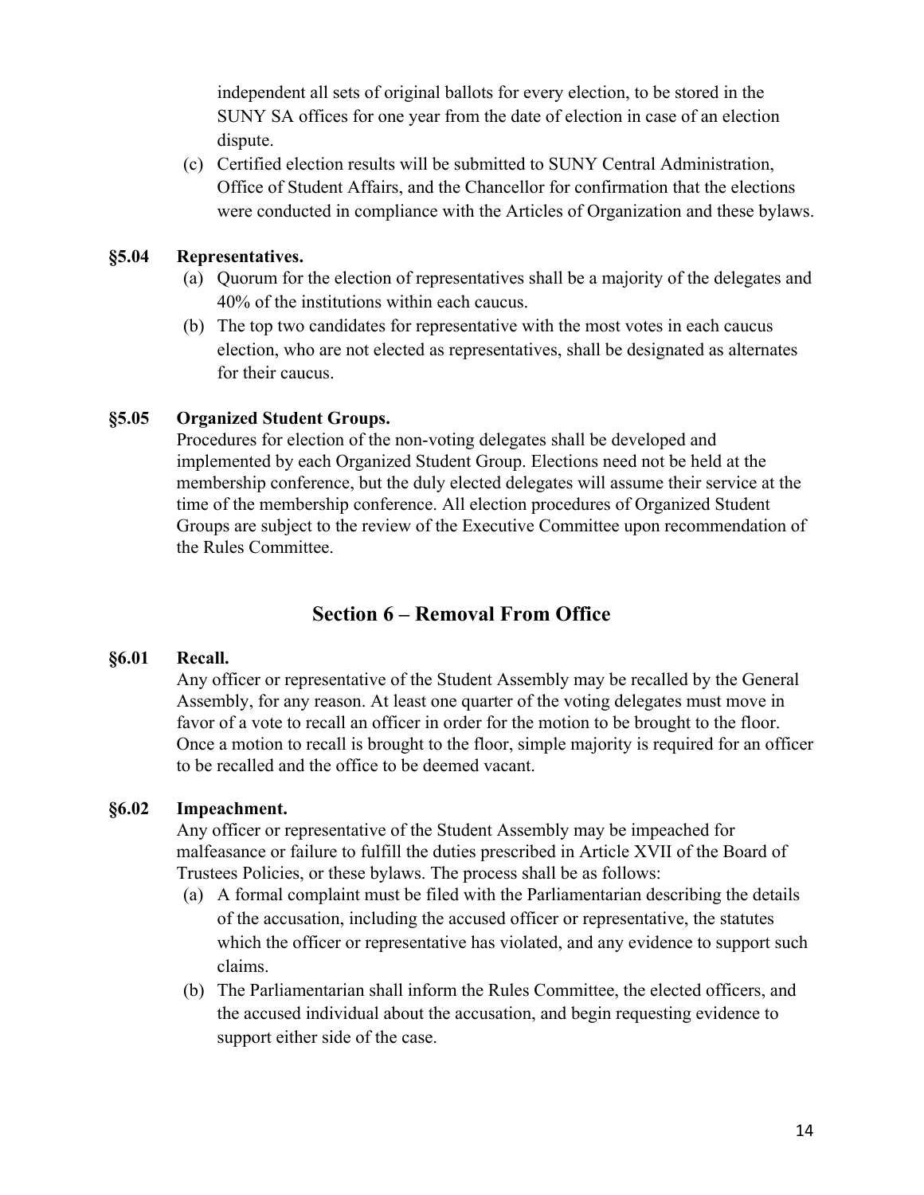independent all sets of original ballots for every election, to be stored in the SUNY SA offices for one year from the date of election in case of an election dispute.

(c) Certified election results will be submitted to SUNY Central Administration, Office of Student Affairs, and the Chancellor for confirmation that the elections were conducted in compliance with the Articles of Organization and these bylaws.

**§5.04 Representatives.**

(a) Quorum for the election of representatives shall be a majority of the delegates and 40% of the institutions within each caucus.

(b) The top two candidates for representative with the most votes in each caucus election, who are not elected as representatives, shall be designated as alternates for their caucus.

**§5.05 Organized Student Groups.**

Procedures for election of the non-voting delegates shall be developed and implemented by each Organized Student Group. Elections need not be held at the membership conference, but the duly elected delegates will assume their service at the time of the membership conference. All election procedures of Organized Student Groups are subject to the review of the Executive Committee upon recommendation of the Rules Committee.

## Section 6 – Removal From Office

**§6.01 Recall.**

Any officer or representative of the Student Assembly may be recalled by the General Assembly, for any reason. At least one quarter of the voting delegates must move in favor of a vote to recall an officer in order for the motion to be brought to the floor. Once a motion to recall is brought to the floor, simple majority is required for an officer to be recalled and the office to be deemed vacant.

**§6.02 Impeachment.**

Any officer or representative of the Student Assembly may be impeached for malfeasance or failure to fulfill the duties prescribed in Article XVII of the Board of Trustees Policies, or these bylaws. The process shall be as follows:

(a) A formal complaint must be filed with the Parliamentarian describing the details of the accusation, including the accused officer or representative, the statutes which the officer or representative has violated, and any evidence to support such claims.

(b) The Parliamentarian shall inform the Rules Committee, the elected officers, and the accused individual about the accusation, and begin requesting evidence to support either side of the case.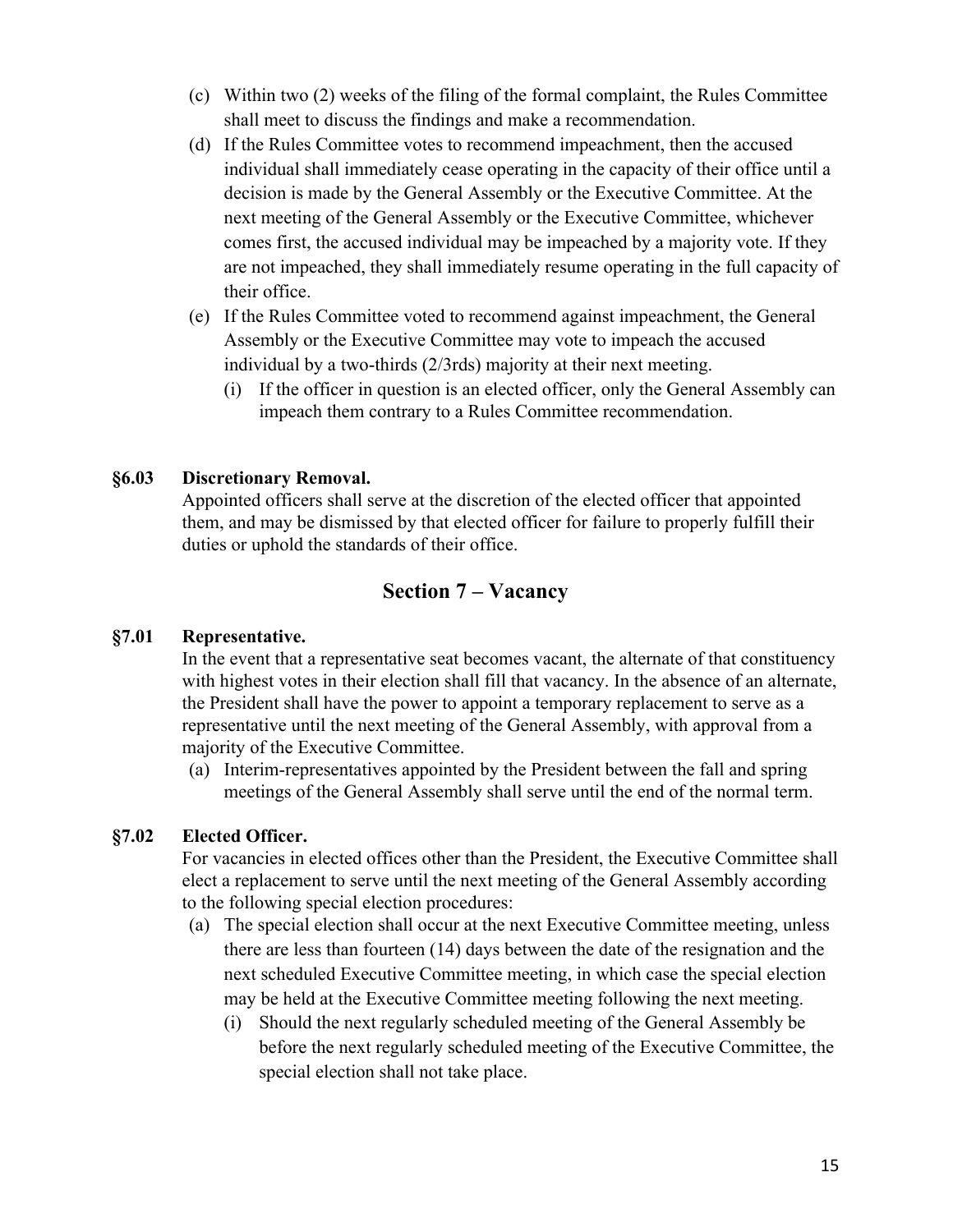(c) Within two (2) weeks of the filing of the formal complaint, the Rules Committee shall meet to discuss the findings and make a recommendation.

(d) If the Rules Committee votes to recommend impeachment, then the accused individual shall immediately cease operating in the capacity of their office until a decision is made by the General Assembly or the Executive Committee. At the next meeting of the General Assembly or the Executive Committee, whichever comes first, the accused individual may be impeached by a majority vote. If they are not impeached, they shall immediately resume operating in the full capacity of their office.

(e) If the Rules Committee voted to recommend against impeachment, the General Assembly or the Executive Committee may vote to impeach the accused individual by a two-thirds (2/3rds) majority at their next meeting.

   (i) If the officer in question is an elected officer, only the General Assembly can impeach them contrary to a Rules Committee recommendation.

**§6.03 Discretionary Removal.**

Appointed officers shall serve at the discretion of the elected officer that appointed them, and may be dismissed by that elected officer for failure to properly fulfill their duties or uphold the standards of their office.

## Section 7 – Vacancy

**§7.01 Representative.**

In the event that a representative seat becomes vacant, the alternate of that constituency with highest votes in their election shall fill that vacancy. In the absence of an alternate, the President shall have the power to appoint a temporary replacement to serve as a representative until the next meeting of the General Assembly, with approval from a majority of the Executive Committee.

(a) Interim-representatives appointed by the President between the fall and spring meetings of the General Assembly shall serve until the end of the normal term.

**§7.02 Elected Officer.**

For vacancies in elected offices other than the President, the Executive Committee shall elect a replacement to serve until the next meeting of the General Assembly according to the following special election procedures:

(a) The special election shall occur at the next Executive Committee meeting, unless there are less than fourteen (14) days between the date of the resignation and the next scheduled Executive Committee meeting, in which case the special election may be held at the Executive Committee meeting following the next meeting.

   (i) Should the next regularly scheduled meeting of the General Assembly be before the next regularly scheduled meeting of the Executive Committee, the special election shall not take place.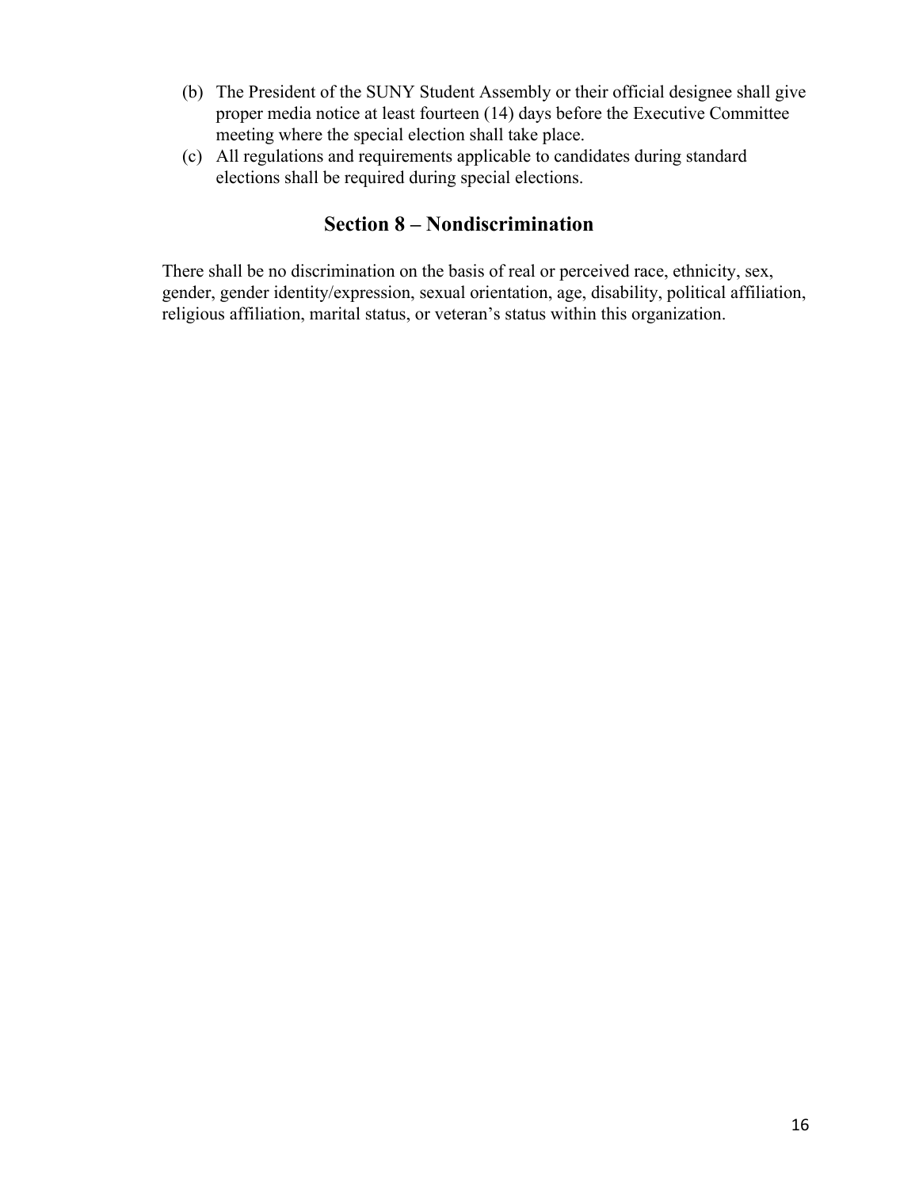(b) The President of the SUNY Student Assembly or their official designee shall give proper media notice at least fourteen (14) days before the Executive Committee meeting where the special election shall take place.

(c) All regulations and requirements applicable to candidates during standard elections shall be required during special elections.

## Section 8 – Nondiscrimination

There shall be no discrimination on the basis of real or perceived race, ethnicity, sex, gender, gender identity/expression, sexual orientation, age, disability, political affiliation, religious affiliation, marital status, or veteran's status within this organization.